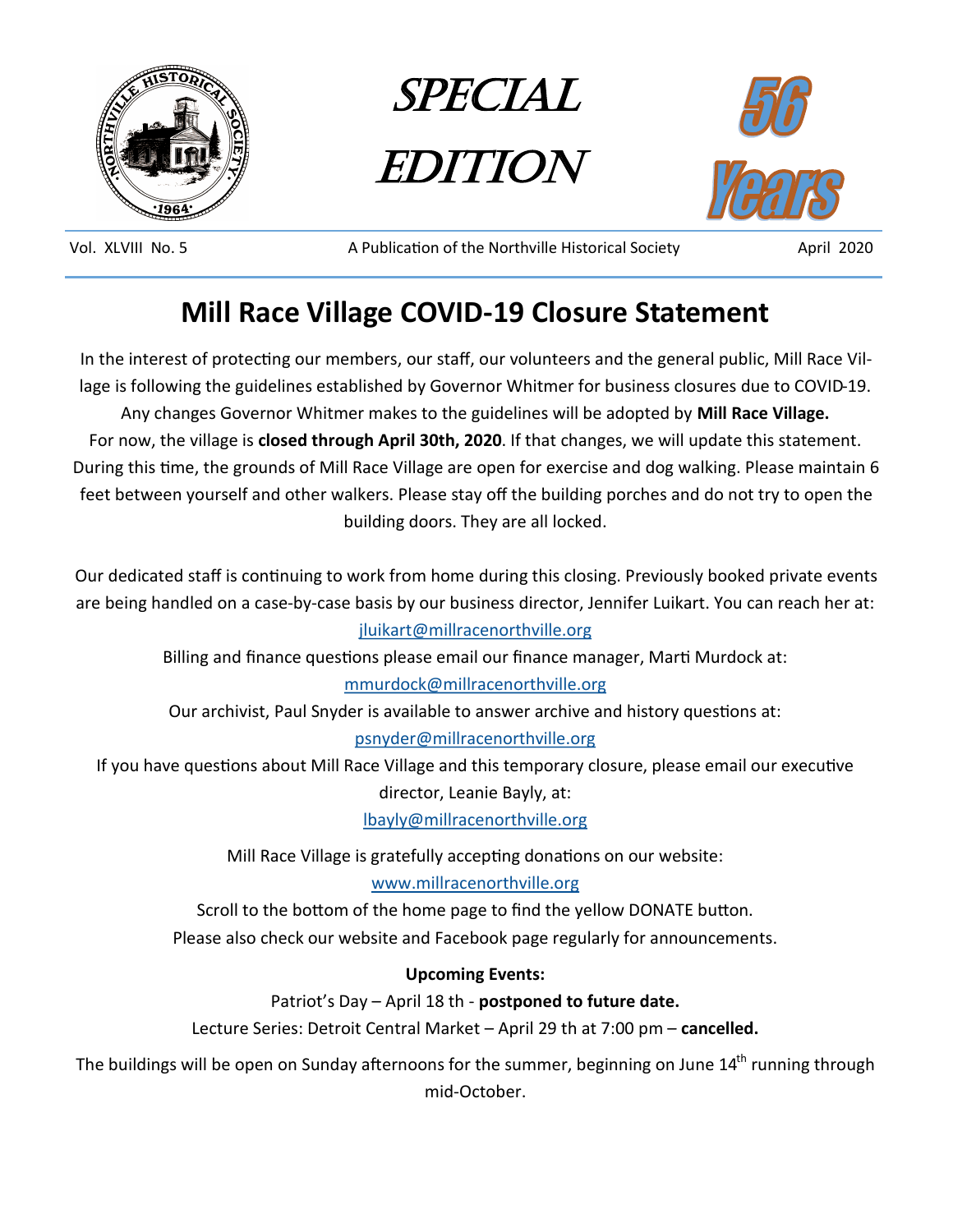# SPECIAL EDITION

56 Years

Vol. XLVIII No. 5 A Publication of the Northville Historical Society April 2020

## Mill Race Village COVID-19 Closure Statement

In the interest of protecting our members, our staff, our volunteers and the general public, Mill Race Village is following the guidelines established by Governor Whitmer for business closures due to COVID-19. Any changes Governor Whitmer makes to the guidelines will be adopted by **Mill Race Village.** For now, the village is **closed through April 30th, 2020**. If that changes, we will update this statement. During this time, the grounds of Mill Race Village are open for exercise and dog walking. Please maintain 6 feet between yourself and other walkers. Please stay off the building porches and do not try to open the building doors. They are all locked.

Our dedicated staff is continuing to work from home during this closing. Previously booked private events are being handled on a case-by-case basis by our business director, Jennifer Luikart. You can reach her at: jluikart@millracenorthville.org

Billing and finance questions please email our finance manager, Marti Murdock at: mmurdock@millracenorthville.org

Our archivist, Paul Snyder is available to answer archive and history questions at: psnyder@millracenorthville.org

If you have questions about Mill Race Village and this temporary closure, please email our executive director, Leanie Bayly, at: lbayly@millracenorthville.org

Mill Race Village is gratefully accepting donations on our website: www.millracenorthville.org

Scroll to the bottom of the home page to find the yellow DONATE button.
Please also check our website and Facebook page regularly for announcements.

**Upcoming Events:**

Patriot's Day – April 18 th - **postponed to future date.**

Lecture Series: Detroit Central Market – April 29 th at 7:00 pm – **cancelled.**

The buildings will be open on Sunday afternoons for the summer, beginning on June 14th running through mid-October.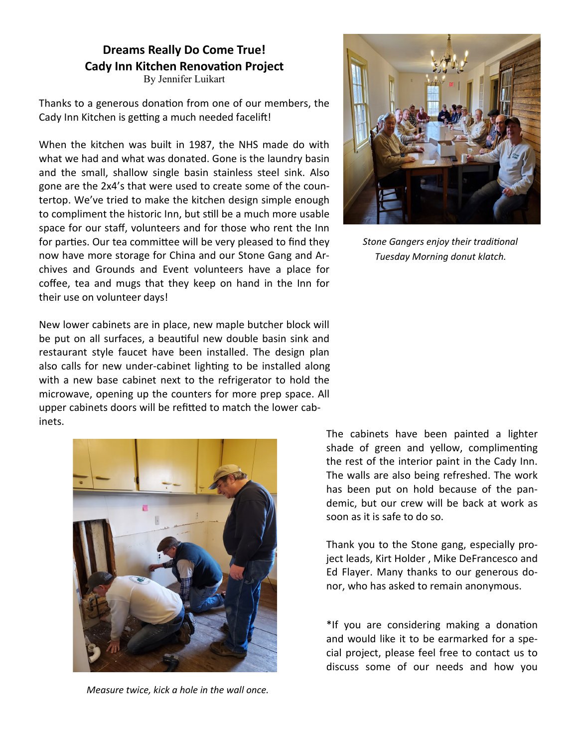## Dreams Really Do Come True!
## Cady Inn Kitchen Renovation Project

By Jennifer Luikart

Thanks to a generous donation from one of our members, the Cady Inn Kitchen is getting a much needed facelift!

When the kitchen was built in 1987, the NHS made do with what we had and what was donated. Gone is the laundry basin and the small, shallow single basin stainless steel sink. Also gone are the 2x4's that were used to create some of the countertop. We've tried to make the kitchen design simple enough to compliment the historic Inn, but still be a much more usable space for our staff, volunteers and for those who rent the Inn for parties. Our tea committee will be very pleased to find they now have more storage for China and our Stone Gang and Archives and Grounds and Event volunteers have a place for coffee, tea and mugs that they keep on hand in the Inn for their use on volunteer days!

*Stone Gangers enjoy their traditional Tuesday Morning donut klatch.*

New lower cabinets are in place, new maple butcher block will be put on all surfaces, a beautiful new double basin sink and restaurant style faucet have been installed. The design plan also calls for new under-cabinet lighting to be installed along with a new base cabinet next to the refrigerator to hold the microwave, opening up the counters for more prep space. All upper cabinets doors will be refitted to match the lower cabinets.

*Measure twice, kick a hole in the wall once.*

The cabinets have been painted a lighter shade of green and yellow, complimenting the rest of the interior paint in the Cady Inn. The walls are also being refreshed. The work has been put on hold because of the pandemic, but our crew will be back at work as soon as it is safe to do so.

Thank you to the Stone gang, especially project leads, Kirt Holder , Mike DeFrancesco and Ed Flayer. Many thanks to our generous donor, who has asked to remain anonymous.

*If you are considering making a donation and would like it to be earmarked for a special project, please feel free to contact us to discuss some of our needs and how you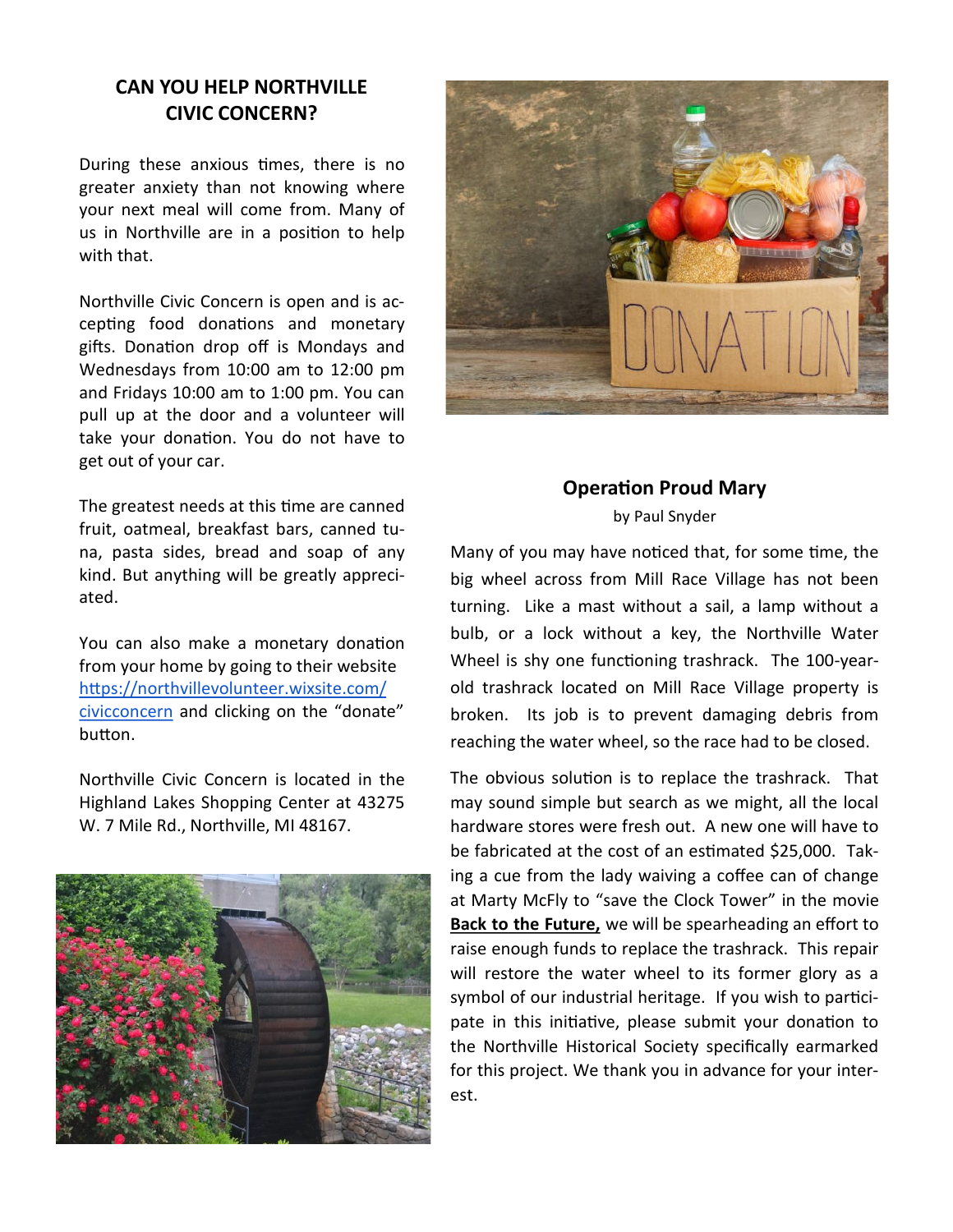## CAN YOU HELP NORTHVILLE CIVIC CONCERN?

During these anxious times, there is no greater anxiety than not knowing where your next meal will come from. Many of us in Northville are in a position to help with that.

Northville Civic Concern is open and is accepting food donations and monetary gifts. Donation drop off is Mondays and Wednesdays from 10:00 am to 12:00 pm and Fridays 10:00 am to 1:00 pm. You can pull up at the door and a volunteer will take your donation. You do not have to get out of your car.

The greatest needs at this time are canned fruit, oatmeal, breakfast bars, canned tuna, pasta sides, bread and soap of any kind. But anything will be greatly appreciated.

You can also make a monetary donation from your home by going to their website https://northvillevolunteer.wixsite.com/civicconcern and clicking on the "donate" button.

Northville Civic Concern is located in the Highland Lakes Shopping Center at 43275 W. 7 Mile Rd., Northville, MI 48167.

## Operation Proud Mary

by Paul Snyder

Many of you may have noticed that, for some time, the big wheel across from Mill Race Village has not been turning. Like a mast without a sail, a lamp without a bulb, or a lock without a key, the Northville Water Wheel is shy one functioning trashrack. The 100-year-old trashrack located on Mill Race Village property is broken. Its job is to prevent damaging debris from reaching the water wheel, so the race had to be closed.

The obvious solution is to replace the trashrack. That may sound simple but search as we might, all the local hardware stores were fresh out. A new one will have to be fabricated at the cost of an estimated $25,000. Taking a cue from the lady waiving a coffee can of change at Marty McFly to "save the Clock Tower" in the movie **Back to the Future,** we will be spearheading an effort to raise enough funds to replace the trashrack. This repair will restore the water wheel to its former glory as a symbol of our industrial heritage. If you wish to participate in this initiative, please submit your donation to the Northville Historical Society specifically earmarked for this project. We thank you in advance for your interest.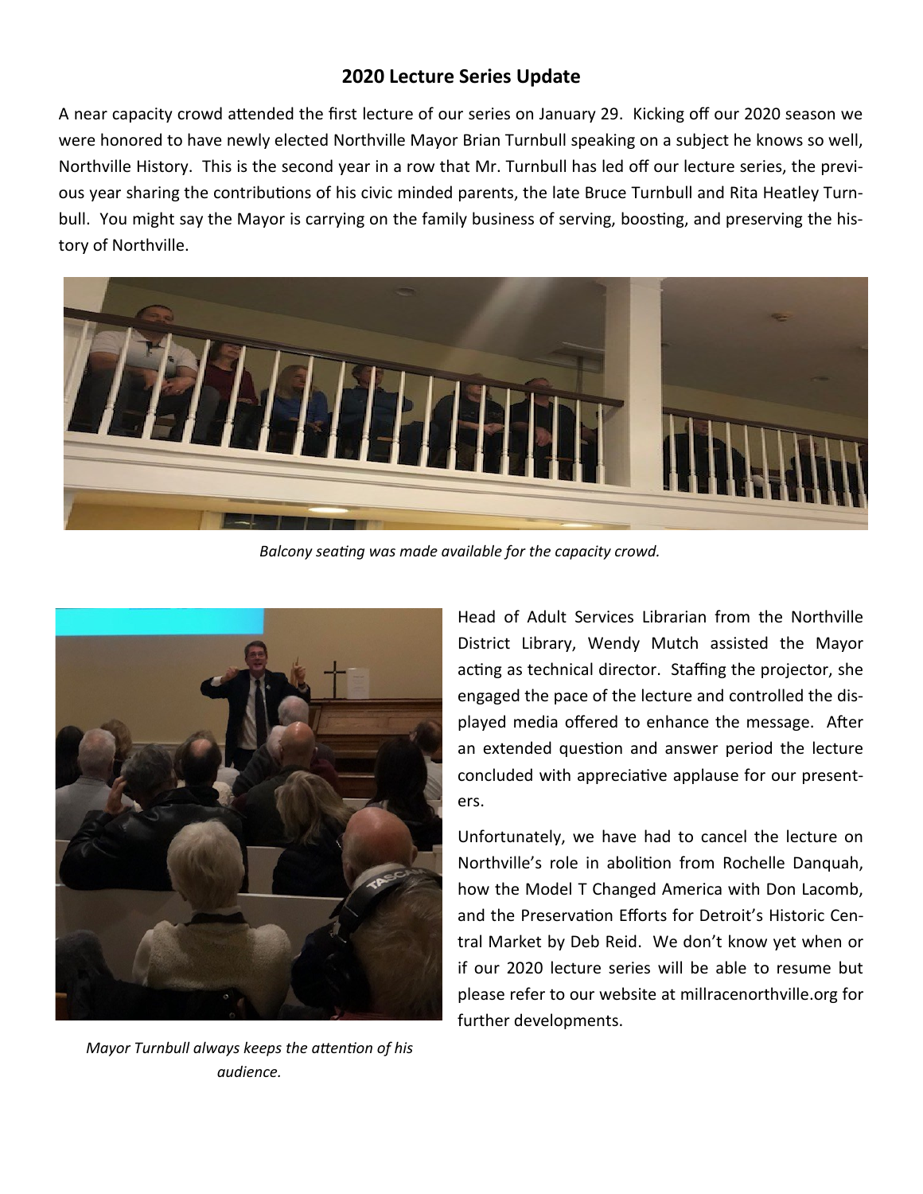## 2020 Lecture Series Update

A near capacity crowd attended the first lecture of our series on January 29. Kicking off our 2020 season we were honored to have newly elected Northville Mayor Brian Turnbull speaking on a subject he knows so well, Northville History. This is the second year in a row that Mr. Turnbull has led off our lecture series, the previous year sharing the contributions of his civic minded parents, the late Bruce Turnbull and Rita Heatley Turnbull. You might say the Mayor is carrying on the family business of serving, boosting, and preserving the history of Northville.

*Balcony seating was made available for the capacity crowd.*

*Mayor Turnbull always keeps the attention of his audience.*

Head of Adult Services Librarian from the Northville District Library, Wendy Mutch assisted the Mayor acting as technical director. Staffing the projector, she engaged the pace of the lecture and controlled the displayed media offered to enhance the message. After an extended question and answer period the lecture concluded with appreciative applause for our presenters.

Unfortunately, we have had to cancel the lecture on Northville's role in abolition from Rochelle Danquah, how the Model T Changed America with Don Lacomb, and the Preservation Efforts for Detroit's Historic Central Market by Deb Reid. We don't know yet when or if our 2020 lecture series will be able to resume but please refer to our website at millracenorthville.org for further developments.